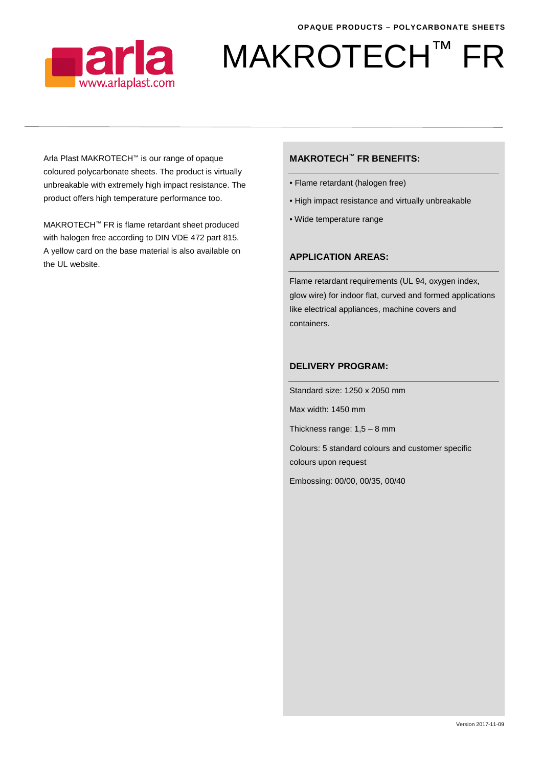OPAQUE PRODUCTS – POLYCARBONATE SHEETS

arla
www.arlaplast.com

# MAKROTECH™ FR

Arla Plast MAKROTECH™ is our range of opaque coloured polycarbonate sheets. The product is virtually unbreakable with extremely high impact resistance. The product offers high temperature performance too.

MAKROTECH™ FR is flame retardant sheet produced with halogen free according to DIN VDE 472 part 815. A yellow card on the base material is also available on the UL website.

## MAKROTECH™ FR BENEFITS:

- Flame retardant (halogen free)
- High impact resistance and virtually unbreakable
- Wide temperature range

## APPLICATION AREAS:

Flame retardant requirements (UL 94, oxygen index, glow wire) for indoor flat, curved and formed applications like electrical appliances, machine covers and containers.

## DELIVERY PROGRAM:

Standard size: 1250 x 2050 mm

Max width: 1450 mm

Thickness range: 1,5 – 8 mm

Colours: 5 standard colours and customer specific colours upon request

Embossing: 00/00, 00/35, 00/40

Version 2017-11-09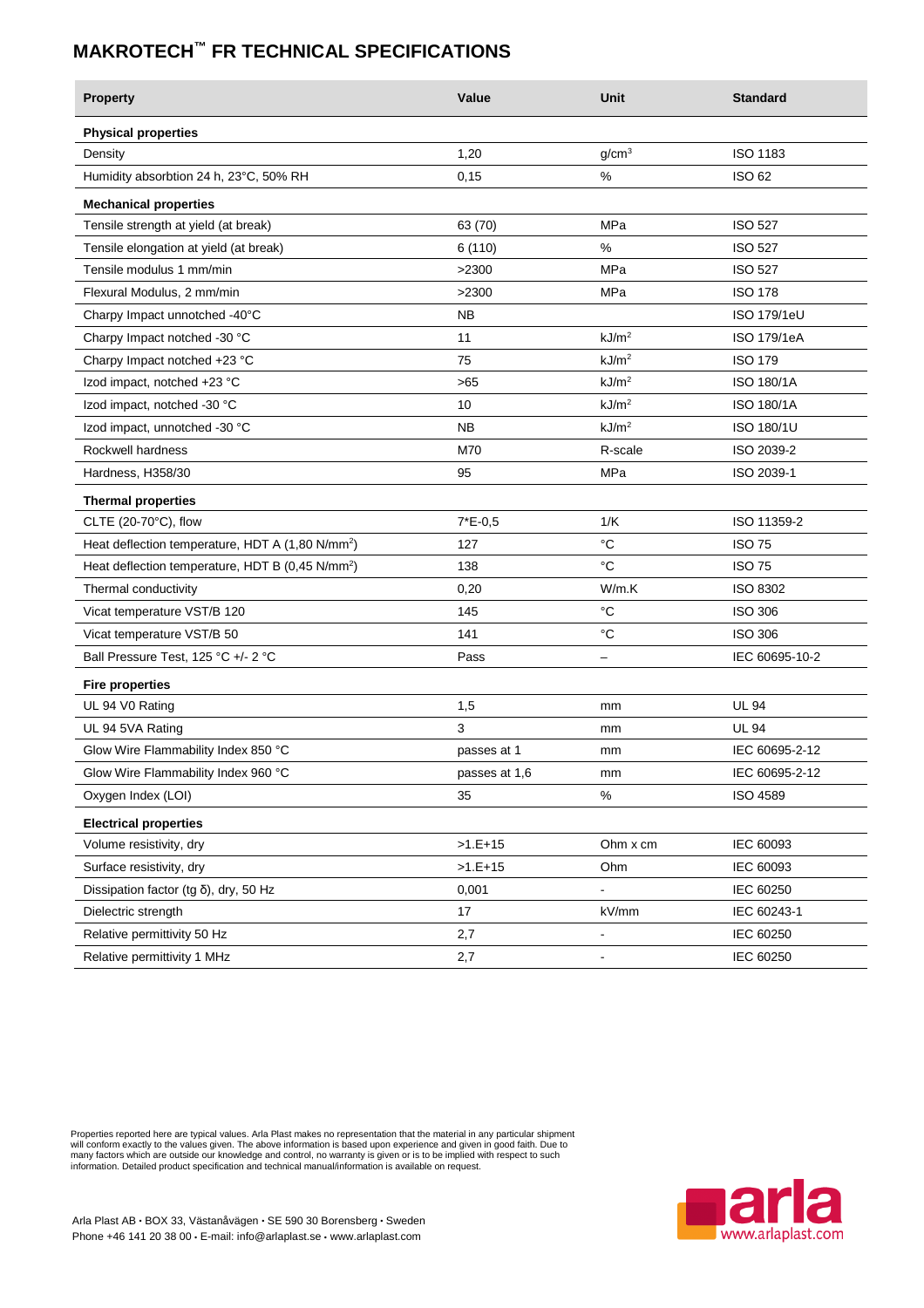# MAKROTECH™ FR TECHNICAL SPECIFICATIONS

| Property | Value | Unit | Standard |
|---|---|---|---|
| **Physical properties** | | | |
| Density | 1,20 | $g/cm^3$ | ISO 1183 |
| Humidity absorbtion 24 h, 23°C, 50% RH | 0,15 | % | ISO 62 |
| **Mechanical properties** | | | |
| Tensile strength at yield (at break) | 63 (70) | MPa | ISO 527 |
| Tensile elongation at yield (at break) | 6 (110) | % | ISO 527 |
| Tensile modulus 1 mm/min | >2300 | MPa | ISO 527 |
| Flexural Modulus, 2 mm/min | >2300 | MPa | ISO 178 |
| Charpy Impact unnotched -40°C | NB | | ISO 179/1eU |
| Charpy Impact notched -30 °C | 11 | $kJ/m^2$ | ISO 179/1eA |
| Charpy Impact notched +23 °C | 75 | $kJ/m^2$ | ISO 179 |
| Izod impact, notched +23 °C | >65 | $kJ/m^2$ | ISO 180/1A |
| Izod impact, notched -30 °C | 10 | $kJ/m^2$ | ISO 180/1A |
| Izod impact, unnotched -30 °C | NB | $kJ/m^2$ | ISO 180/1U |
| Rockwell hardness | M70 | R-scale | ISO 2039-2 |
| Hardness, H358/30 | 95 | MPa | ISO 2039-1 |
| **Thermal properties** | | | |
| CLTE (20-70°C), flow | 7*E-0,5 | 1/K | ISO 11359-2 |
| Heat deflection temperature, HDT A (1,80 $N/mm^2$) | 127 | °C | ISO 75 |
| Heat deflection temperature, HDT B (0,45 $N/mm^2$) | 138 | °C | ISO 75 |
| Thermal conductivity | 0,20 | W/m.K | ISO 8302 |
| Vicat temperature VST/B 120 | 145 | °C | ISO 306 |
| Vicat temperature VST/B 50 | 141 | °C | ISO 306 |
| Ball Pressure Test, 125 °C +/- 2 °C | Pass | – | IEC 60695-10-2 |
| **Fire properties** | | | |
| UL 94 V0 Rating | 1,5 | mm | UL 94 |
| UL 94 5VA Rating | 3 | mm | UL 94 |
| Glow Wire Flammability Index 850 °C | passes at 1 | mm | IEC 60695-2-12 |
| Glow Wire Flammability Index 960 °C | passes at 1,6 | mm | IEC 60695-2-12 |
| Oxygen Index (LOI) | 35 | % | ISO 4589 |
| **Electrical properties** | | | |
| Volume resistivity, dry | >1.E+15 | Ohm x cm | IEC 60093 |
| Surface resistivity, dry | >1.E+15 | Ohm | IEC 60093 |
| Dissipation factor (tg δ), dry, 50 Hz | 0,001 | - | IEC 60250 |
| Dielectric strength | 17 | kV/mm | IEC 60243-1 |
| Relative permittivity 50 Hz | 2,7 | - | IEC 60250 |
| Relative permittivity 1 MHz | 2,7 | - | IEC 60250 |

Properties reported here are typical values. Arla Plast makes no representation that the material in any particular shipment will conform exactly to the values given. The above information is based upon experience and given in good faith. Due to many factors which are outside our knowledge and control, no warranty is given or is to be implied with respect to such information. Detailed product specification and technical manual/information is available on request.

Arla Plast AB • BOX 33, Västanåvägen • SE 590 30 Borensberg • Sweden
Phone +46 141 20 38 00 • E-mail: info@arlaplast.se • www.arlaplast.com

arla
www.arlaplast.com